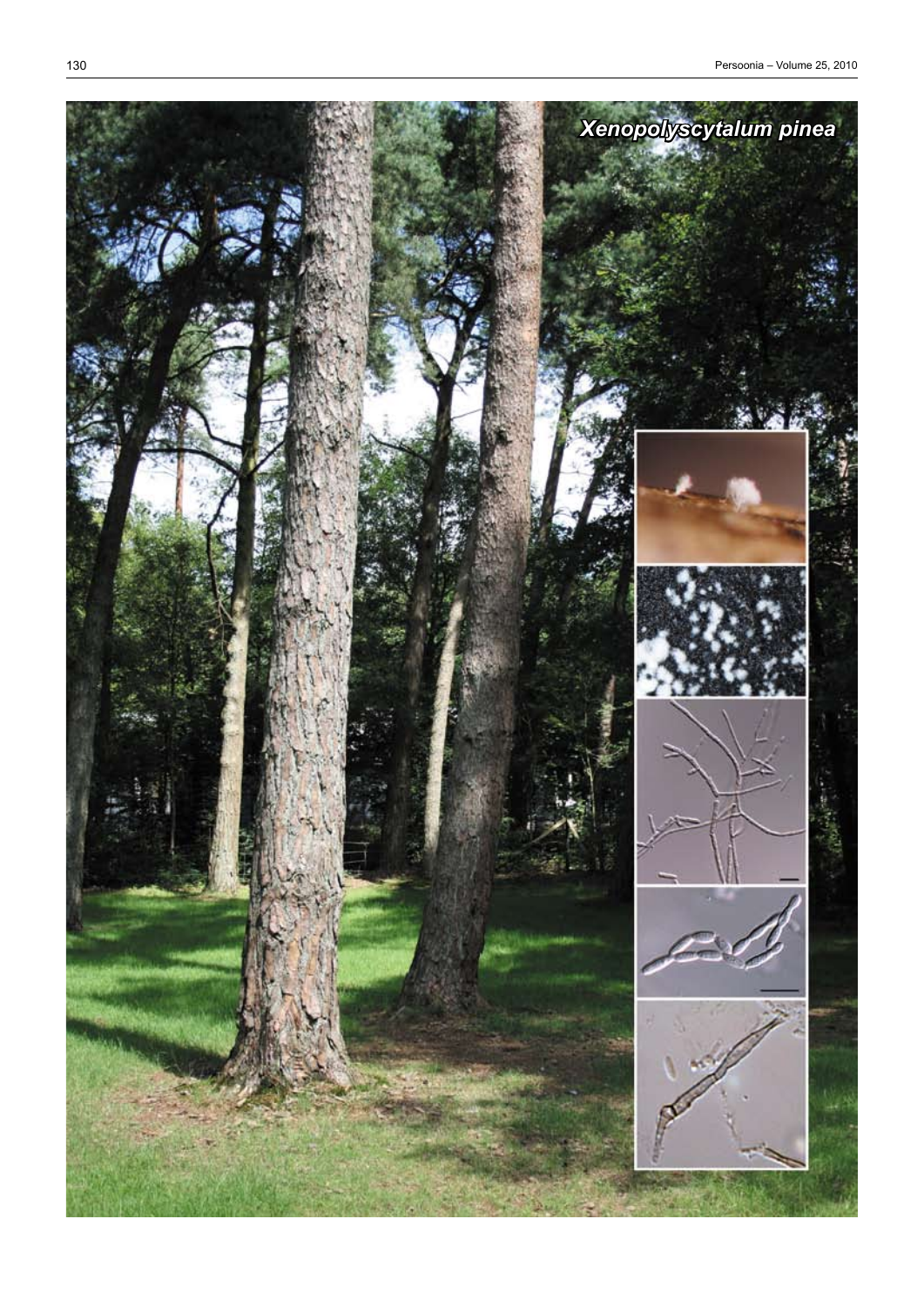# *Xenopolyscytalum pinea*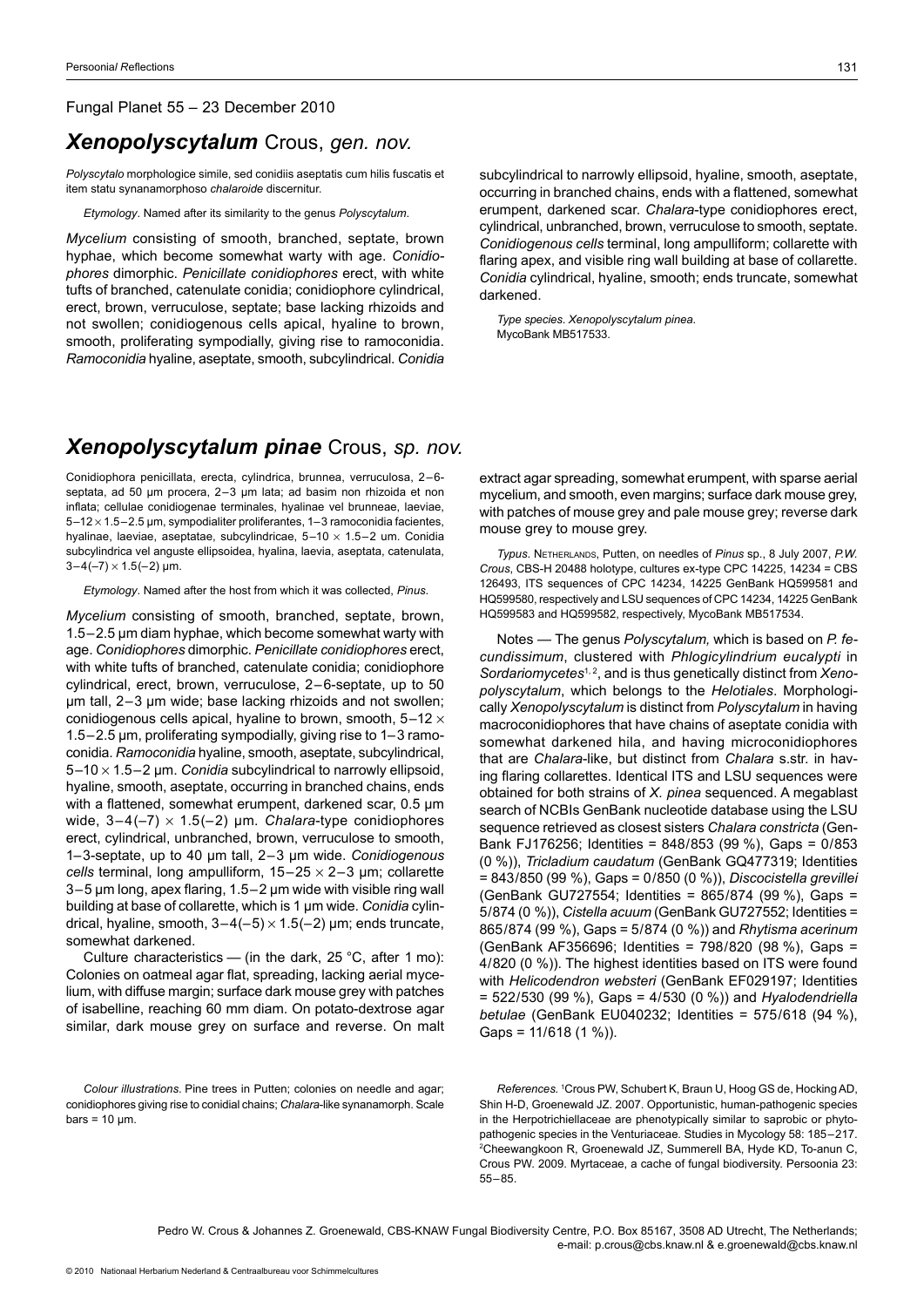Fungal Planet 55 – 23 December 2010

# *Xenopolyscytalum* Crous, *gen. nov.*

*Polyscytalo* morphologice simile, sed conidiis aseptatis cum hilis fuscatis et item statu synanamorphoso *chalaroide* discernitur.

*Etymology*. Named after its similarity to the genus *Polyscytalum*.

*Mycelium* consisting of smooth, branched, septate, brown hyphae, which become somewhat warty with age. *Conidiophores* dimorphic. *Penicillate conidiophores* erect, with white tufts of branched, catenulate conidia; conidiophore cylindrical, erect, brown, verruculose, septate; base lacking rhizoids and not swollen; conidiogenous cells apical, hyaline to brown, smooth, proliferating sympodially, giving rise to ramoconidia. *Ramoconidia* hyaline, aseptate, smooth, subcylindrical. *Conidia* subcylindrical to narrowly ellipsoid, hyaline, smooth, aseptate, occurring in branched chains, ends with a flattened, somewhat erumpent, darkened scar. *Chalara*-type conidiophores erect, cylindrical, unbranched, brown, verruculose to smooth, septate. *Conidiogenous cells* terminal, long ampulliform; collarette with flaring apex, and visible ring wall building at base of collarette. *Conidia* cylindrical, hyaline, smooth; ends truncate, somewhat darkened.

*Type species*. *Xenopolyscytalum pinea*.
MycoBank MB517533.

# *Xenopolyscytalum pinae* Crous, *sp. nov.*

Conidiophora penicillata, erecta, cylindrica, brunnea, verruculosa, 2–6-septata, ad 50 µm procera, 2–3 µm lata; ad basim non rhizoida et non inflata; cellulae conidiogenae terminales, hyalinae vel brunneae, laeviae, 5–12 × 1.5–2.5 µm, sympodialiter proliferantes, 1–3 ramoconidia facientes, hyalinae, laeviae, aseptatae, subcylindricae, 5–10 × 1.5–2 um. Conidia subcylindrica vel anguste ellipsoidea, hyalina, laevia, aseptata, catenulata, 3–4(–7) × 1.5(–2) µm.

*Etymology*. Named after the host from which it was collected, *Pinus*.

*Mycelium* consisting of smooth, branched, septate, brown, 1.5–2.5 µm diam hyphae, which become somewhat warty with age. *Conidiophores* dimorphic. *Penicillate conidiophores* erect, with white tufts of branched, catenulate conidia; conidiophore cylindrical, erect, brown, verruculose, 2–6-septate, up to 50 µm tall, 2–3 µm wide; base lacking rhizoids and not swollen; conidiogenous cells apical, hyaline to brown, smooth, 5–12 × 1.5–2.5 µm, proliferating sympodially, giving rise to 1–3 ramoconidia. *Ramoconidia* hyaline, smooth, aseptate, subcylindrical, 5–10 × 1.5–2 µm. *Conidia* subcylindrical to narrowly ellipsoid, hyaline, smooth, aseptate, occurring in branched chains, ends with a flattened, somewhat erumpent, darkened scar, 0.5 µm wide, 3–4(–7) × 1.5(–2) µm. *Chalara*-type conidiophores erect, cylindrical, unbranched, brown, verruculose to smooth, 1–3-septate, up to 40 µm tall, 2–3 µm wide. *Conidiogenous cells* terminal, long ampulliform, 15–25 × 2–3 µm; collarette 3–5 µm long, apex flaring, 1.5–2 µm wide with visible ring wall building at base of collarette, which is 1 µm wide. *Conidia* cylindrical, hyaline, smooth, 3–4(–5) × 1.5(–2) µm; ends truncate, somewhat darkened.

Culture characteristics — (in the dark, 25 °C, after 1 mo): Colonies on oatmeal agar flat, spreading, lacking aerial mycelium, with diffuse margin; surface dark mouse grey with patches of isabelline, reaching 60 mm diam. On potato-dextrose agar similar, dark mouse grey on surface and reverse. On malt extract agar spreading, somewhat erumpent, with sparse aerial mycelium, and smooth, even margins; surface dark mouse grey, with patches of mouse grey and pale mouse grey; reverse dark mouse grey to mouse grey.

*Typus*. Netherlands, Putten, on needles of *Pinus* sp., 8 July 2007, *P.W. Crous*, CBS-H 20488 holotype, cultures ex-type CPC 14225, 14234 = CBS 126493, ITS sequences of CPC 14234, 14225 GenBank HQ599581 and HQ599580, respectively and LSU sequences of CPC 14234, 14225 GenBank HQ599583 and HQ599582, respectively, MycoBank MB517534.

Notes — The genus *Polyscytalum,* which is based on *P. fecundissimum*, clustered with *Phlogicylindrium eucalypti* in *Sordariomycetes*[1,2], and is thus genetically distinct from *Xenopolyscytalum*, which belongs to the *Helotiales*. Morphologically *Xenopolyscytalum* is distinct from *Polyscytalum* in having macroconidiophores that have chains of aseptate conidia with somewhat darkened hila, and having microconidiophores that are *Chalara*-like, but distinct from *Chalara* s.str. in having flaring collarettes. Identical ITS and LSU sequences were obtained for both strains of *X. pinea* sequenced. A megablast search of NCBIs GenBank nucleotide database using the LSU sequence retrieved as closest sisters *Chalara constricta* (GenBank FJ176256; Identities = 848/853 (99 %), Gaps = 0/853 (0 %)), *Tricladium caudatum* (GenBank GQ477319; Identities = 843/850 (99 %), Gaps = 0/850 (0 %)), *Discocistella grevillei* (GenBank GU727554; Identities = 865/874 (99 %), Gaps = 5/874 (0 %)), *Cistella acuum* (GenBank GU727552; Identities = 865/874 (99 %), Gaps = 5/874 (0 %)) and *Rhytisma acerinum* (GenBank AF356696; Identities = 798/820 (98 %), Gaps = 4/820 (0 %)). The highest identities based on ITS were found with *Helicodendron websteri* (GenBank EF029197; Identities = 522/530 (99 %), Gaps = 4/530 (0 %)) and *Hyalodendriella betulae* (GenBank EU040232; Identities = 575/618 (94 %), Gaps = 11/618 (1 %)).

*Colour illustrations*. Pine trees in Putten; colonies on needle and agar; conidiophores giving rise to conidial chains; *Chalara*-like synanamorph. Scale bars = 10 µm.

*References*. [1]Crous PW, Schubert K, Braun U, Hoog GS de, Hocking AD, Shin H-D, Groenewald JZ. 2007. Opportunistic, human-pathogenic species in the Herpotrichiellaceae are phenotypically similar to saprobic or phytopathogenic species in the Venturiaceae. Studies in Mycology 58: 185–217. [2]Cheewangkoon R, Groenewald JZ, Summerell BA, Hyde KD, To-anun C, Crous PW. 2009. Myrtaceae, a cache of fungal biodiversity. Persoonia 23: 55–85.

Pedro W. Crous & Johannes Z. Groenewald, CBS-KNAW Fungal Biodiversity Centre, P.O. Box 85167, 3508 AD Utrecht, The Netherlands; e-mail: p.crous@cbs.knaw.nl & e.groenewald@cbs.knaw.nl

© 2010 Nationaal Herbarium Nederland & Centraalbureau voor Schimmelcultures